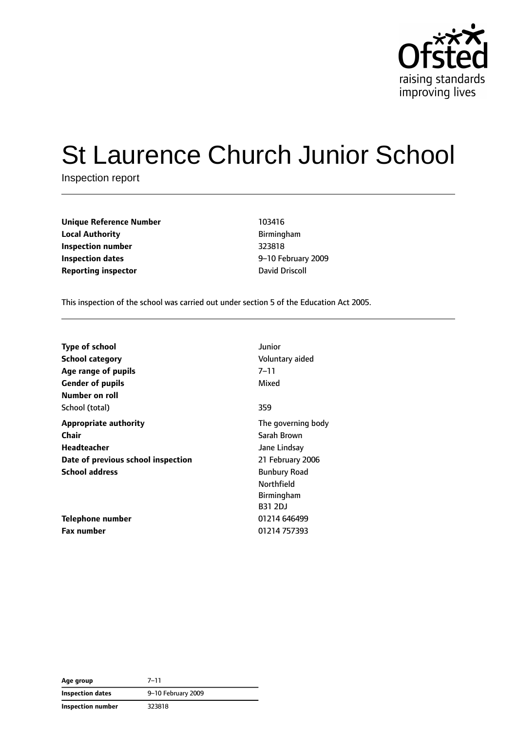Ofsted raising standards improving lives

# St Laurence Church Junior School

Inspection report

| | |
|---|---|
| **Unique Reference Number** | 103416 |
| **Local Authority** | Birmingham |
| **Inspection number** | 323818 |
| **Inspection dates** | 9–10 February 2009 |
| **Reporting inspector** | David Driscoll |

This inspection of the school was carried out under section 5 of the Education Act 2005.

| | |
|---|---|
| **Type of school** | Junior |
| **School category** | Voluntary aided |
| **Age range of pupils** | 7–11 |
| **Gender of pupils** | Mixed |
| **Number on roll** | |
| School (total) | 359 |
| **Appropriate authority** | The governing body |
| **Chair** | Sarah Brown |
| **Headteacher** | Jane Lindsay |
| **Date of previous school inspection** | 21 February 2006 |
| **School address** | Bunbury Road<br>Northfield<br>Birmingham<br>B31 2DJ |
| **Telephone number** | 01214 646499 |
| **Fax number** | 01214 757393 |

| | |
|---|---|
| **Age group** | 7–11 |
| **Inspection dates** | 9–10 February 2009 |
| **Inspection number** | 323818 |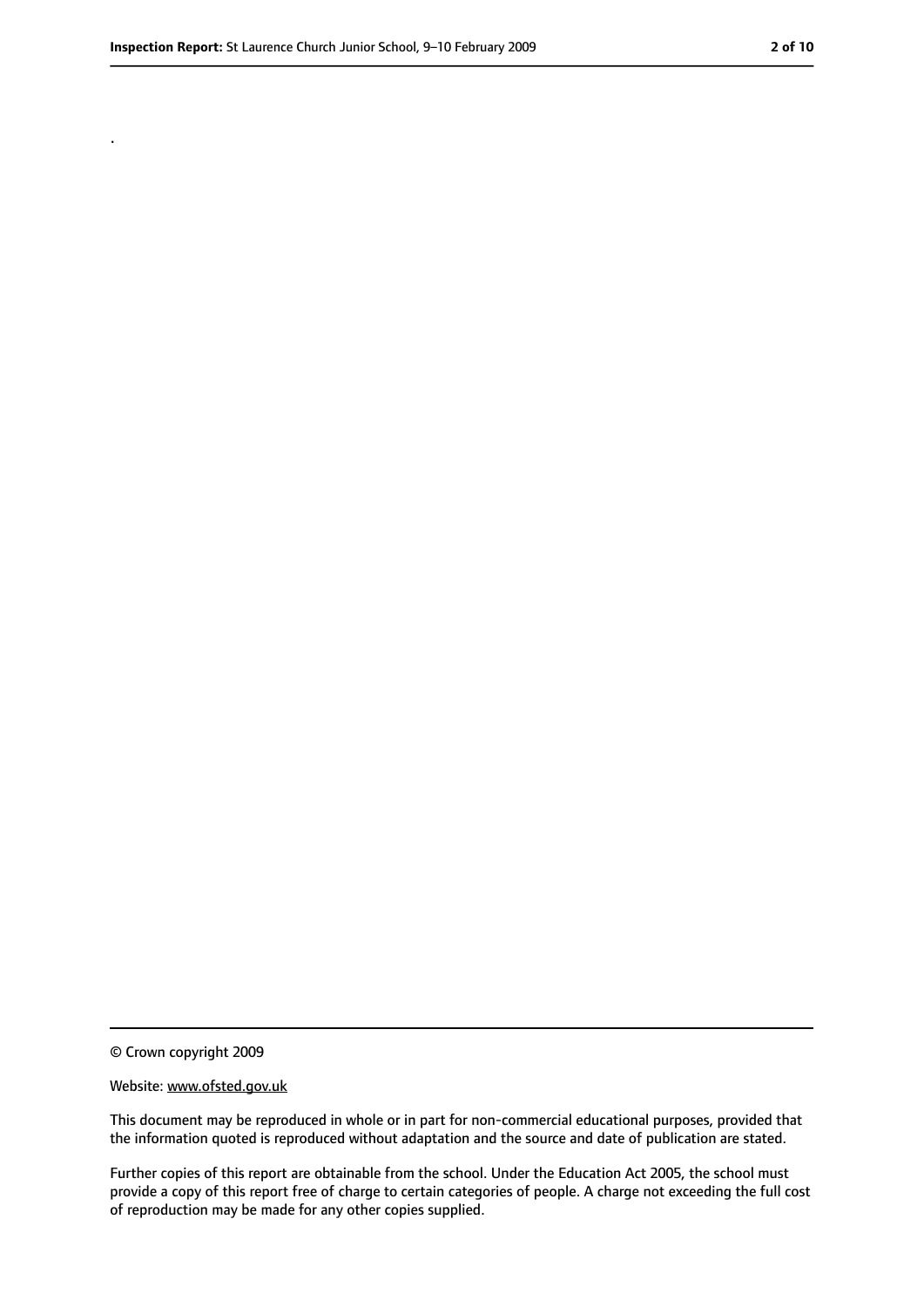.

© Crown copyright 2009

Website: www.ofsted.gov.uk

This document may be reproduced in whole or in part for non-commercial educational purposes, provided that the information quoted is reproduced without adaptation and the source and date of publication are stated.

Further copies of this report are obtainable from the school. Under the Education Act 2005, the school must provide a copy of this report free of charge to certain categories of people. A charge not exceeding the full cost of reproduction may be made for any other copies supplied.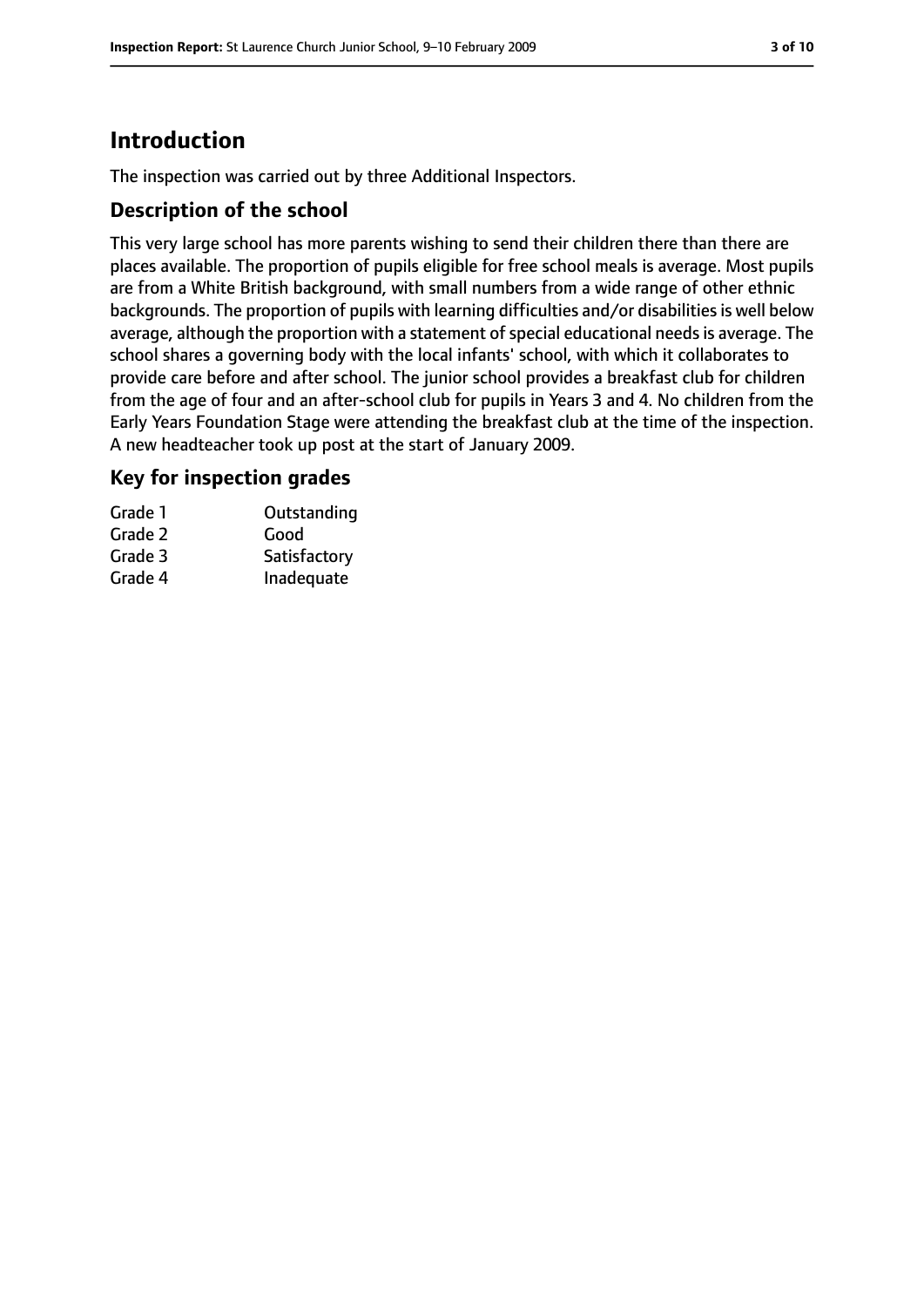# Introduction

The inspection was carried out by three Additional Inspectors.

## Description of the school

This very large school has more parents wishing to send their children there than there are places available. The proportion of pupils eligible for free school meals is average. Most pupils are from a White British background, with small numbers from a wide range of other ethnic backgrounds. The proportion of pupils with learning difficulties and/or disabilities is well below average, although the proportion with a statement of special educational needs is average. The school shares a governing body with the local infants' school, with which it collaborates to provide care before and after school. The junior school provides a breakfast club for children from the age of four and an after-school club for pupils in Years 3 and 4. No children from the Early Years Foundation Stage were attending the breakfast club at the time of the inspection. A new headteacher took up post at the start of January 2009.

## Key for inspection grades

| | |
|---|---|
| Grade 1 | Outstanding |
| Grade 2 | Good |
| Grade 3 | Satisfactory |
| Grade 4 | Inadequate |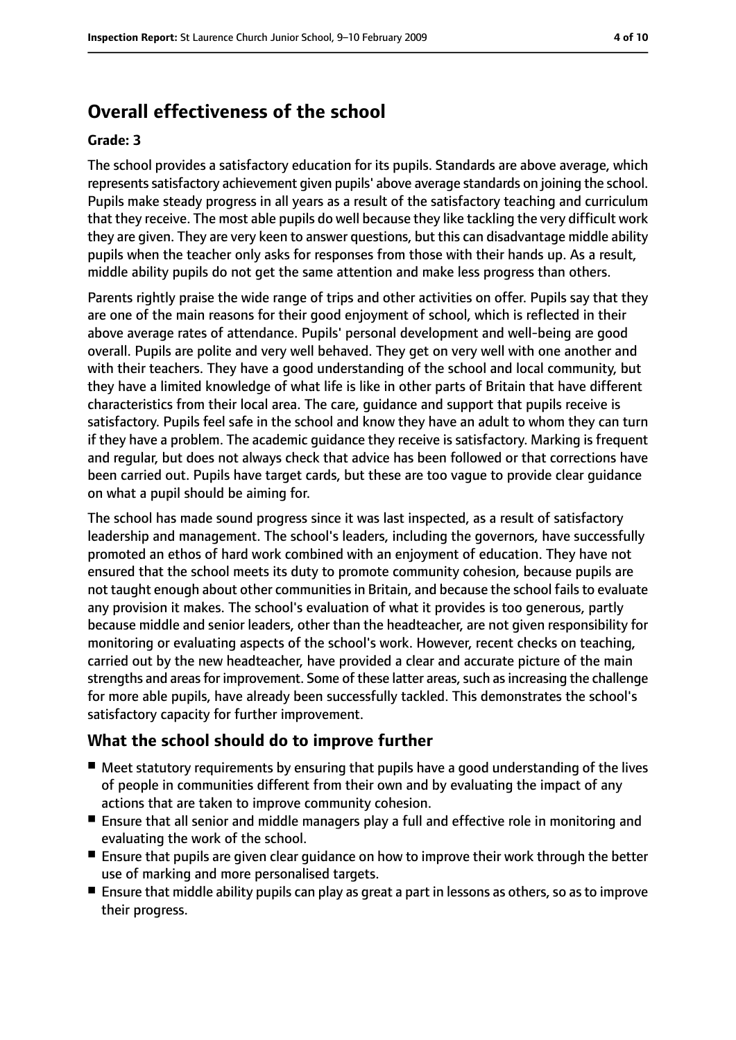## Overall effectiveness of the school

**Grade: 3**

The school provides a satisfactory education for its pupils. Standards are above average, which represents satisfactory achievement given pupils' above average standards on joining the school. Pupils make steady progress in all years as a result of the satisfactory teaching and curriculum that they receive. The most able pupils do well because they like tackling the very difficult work they are given. They are very keen to answer questions, but this can disadvantage middle ability pupils when the teacher only asks for responses from those with their hands up. As a result, middle ability pupils do not get the same attention and make less progress than others.

Parents rightly praise the wide range of trips and other activities on offer. Pupils say that they are one of the main reasons for their good enjoyment of school, which is reflected in their above average rates of attendance. Pupils' personal development and well-being are good overall. Pupils are polite and very well behaved. They get on very well with one another and with their teachers. They have a good understanding of the school and local community, but they have a limited knowledge of what life is like in other parts of Britain that have different characteristics from their local area. The care, guidance and support that pupils receive is satisfactory. Pupils feel safe in the school and know they have an adult to whom they can turn if they have a problem. The academic guidance they receive is satisfactory. Marking is frequent and regular, but does not always check that advice has been followed or that corrections have been carried out. Pupils have target cards, but these are too vague to provide clear guidance on what a pupil should be aiming for.

The school has made sound progress since it was last inspected, as a result of satisfactory leadership and management. The school's leaders, including the governors, have successfully promoted an ethos of hard work combined with an enjoyment of education. They have not ensured that the school meets its duty to promote community cohesion, because pupils are not taught enough about other communities in Britain, and because the school fails to evaluate any provision it makes. The school's evaluation of what it provides is too generous, partly because middle and senior leaders, other than the headteacher, are not given responsibility for monitoring or evaluating aspects of the school's work. However, recent checks on teaching, carried out by the new headteacher, have provided a clear and accurate picture of the main strengths and areas for improvement. Some of these latter areas, such as increasing the challenge for more able pupils, have already been successfully tackled. This demonstrates the school's satisfactory capacity for further improvement.

### What the school should do to improve further

- Meet statutory requirements by ensuring that pupils have a good understanding of the lives of people in communities different from their own and by evaluating the impact of any actions that are taken to improve community cohesion.
- Ensure that all senior and middle managers play a full and effective role in monitoring and evaluating the work of the school.
- Ensure that pupils are given clear guidance on how to improve their work through the better use of marking and more personalised targets.
- Ensure that middle ability pupils can play as great a part in lessons as others, so as to improve their progress.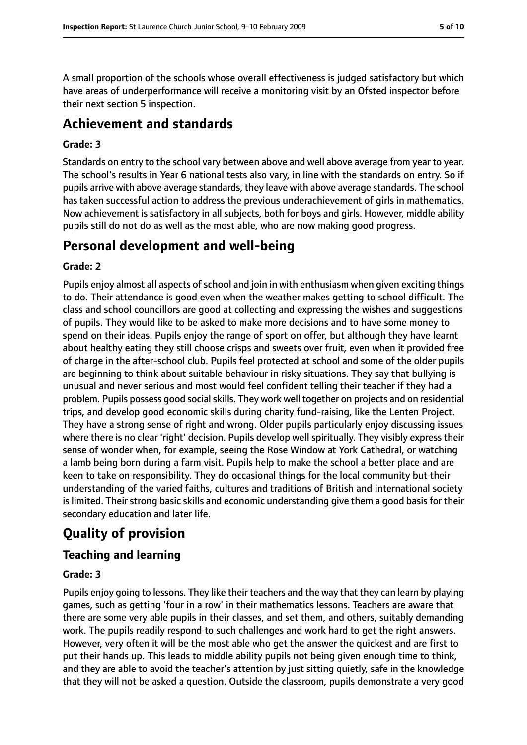A small proportion of the schools whose overall effectiveness is judged satisfactory but which have areas of underperformance will receive a monitoring visit by an Ofsted inspector before their next section 5 inspection.

## Achievement and standards

**Grade: 3**

Standards on entry to the school vary between above and well above average from year to year. The school's results in Year 6 national tests also vary, in line with the standards on entry. So if pupils arrive with above average standards, they leave with above average standards. The school has taken successful action to address the previous underachievement of girls in mathematics. Now achievement is satisfactory in all subjects, both for boys and girls. However, middle ability pupils still do not do as well as the most able, who are now making good progress.

## Personal development and well-being

**Grade: 2**

Pupils enjoy almost all aspects of school and join in with enthusiasm when given exciting things to do. Their attendance is good even when the weather makes getting to school difficult. The class and school councillors are good at collecting and expressing the wishes and suggestions of pupils. They would like to be asked to make more decisions and to have some money to spend on their ideas. Pupils enjoy the range of sport on offer, but although they have learnt about healthy eating they still choose crisps and sweets over fruit, even when it provided free of charge in the after-school club. Pupils feel protected at school and some of the older pupils are beginning to think about suitable behaviour in risky situations. They say that bullying is unusual and never serious and most would feel confident telling their teacher if they had a problem. Pupils possess good social skills. They work well together on projects and on residential trips, and develop good economic skills during charity fund-raising, like the Lenten Project. They have a strong sense of right and wrong. Older pupils particularly enjoy discussing issues where there is no clear 'right' decision. Pupils develop well spiritually. They visibly express their sense of wonder when, for example, seeing the Rose Window at York Cathedral, or watching a lamb being born during a farm visit. Pupils help to make the school a better place and are keen to take on responsibility. They do occasional things for the local community but their understanding of the varied faiths, cultures and traditions of British and international society is limited. Their strong basic skills and economic understanding give them a good basis for their secondary education and later life.

# Quality of provision

## Teaching and learning

**Grade: 3**

Pupils enjoy going to lessons. They like their teachers and the way that they can learn by playing games, such as getting 'four in a row' in their mathematics lessons. Teachers are aware that there are some very able pupils in their classes, and set them, and others, suitably demanding work. The pupils readily respond to such challenges and work hard to get the right answers. However, very often it will be the most able who get the answer the quickest and are first to put their hands up. This leads to middle ability pupils not being given enough time to think, and they are able to avoid the teacher's attention by just sitting quietly, safe in the knowledge that they will not be asked a question. Outside the classroom, pupils demonstrate a very good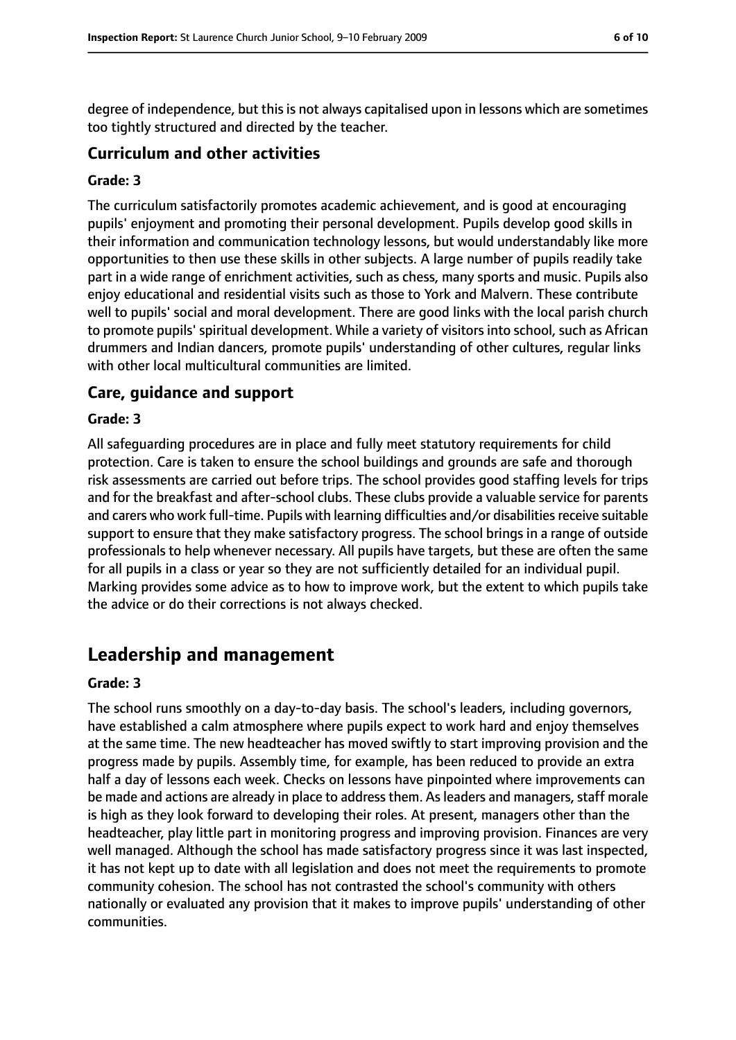degree of independence, but this is not always capitalised upon in lessons which are sometimes too tightly structured and directed by the teacher.

### Curriculum and other activities

#### Grade: 3

The curriculum satisfactorily promotes academic achievement, and is good at encouraging pupils' enjoyment and promoting their personal development. Pupils develop good skills in their information and communication technology lessons, but would understandably like more opportunities to then use these skills in other subjects. A large number of pupils readily take part in a wide range of enrichment activities, such as chess, many sports and music. Pupils also enjoy educational and residential visits such as those to York and Malvern. These contribute well to pupils' social and moral development. There are good links with the local parish church to promote pupils' spiritual development. While a variety of visitors into school, such as African drummers and Indian dancers, promote pupils' understanding of other cultures, regular links with other local multicultural communities are limited.

### Care, guidance and support

#### Grade: 3

All safeguarding procedures are in place and fully meet statutory requirements for child protection. Care is taken to ensure the school buildings and grounds are safe and thorough risk assessments are carried out before trips. The school provides good staffing levels for trips and for the breakfast and after-school clubs. These clubs provide a valuable service for parents and carers who work full-time. Pupils with learning difficulties and/or disabilities receive suitable support to ensure that they make satisfactory progress. The school brings in a range of outside professionals to help whenever necessary. All pupils have targets, but these are often the same for all pupils in a class or year so they are not sufficiently detailed for an individual pupil. Marking provides some advice as to how to improve work, but the extent to which pupils take the advice or do their corrections is not always checked.

## Leadership and management

#### Grade: 3

The school runs smoothly on a day-to-day basis. The school's leaders, including governors, have established a calm atmosphere where pupils expect to work hard and enjoy themselves at the same time. The new headteacher has moved swiftly to start improving provision and the progress made by pupils. Assembly time, for example, has been reduced to provide an extra half a day of lessons each week. Checks on lessons have pinpointed where improvements can be made and actions are already in place to address them. As leaders and managers, staff morale is high as they look forward to developing their roles. At present, managers other than the headteacher, play little part in monitoring progress and improving provision. Finances are very well managed. Although the school has made satisfactory progress since it was last inspected, it has not kept up to date with all legislation and does not meet the requirements to promote community cohesion. The school has not contrasted the school's community with others nationally or evaluated any provision that it makes to improve pupils' understanding of other communities.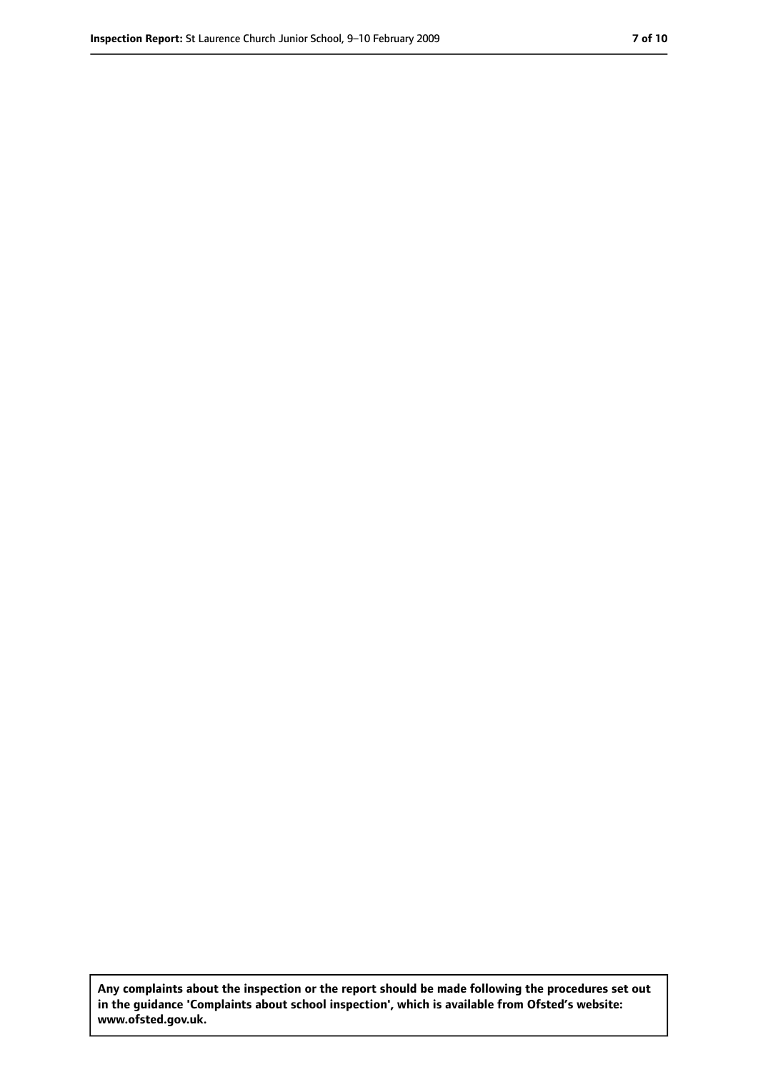**Any complaints about the inspection or the report should be made following the procedures set out in the guidance 'Complaints about school inspection', which is available from Ofsted's website: www.ofsted.gov.uk.**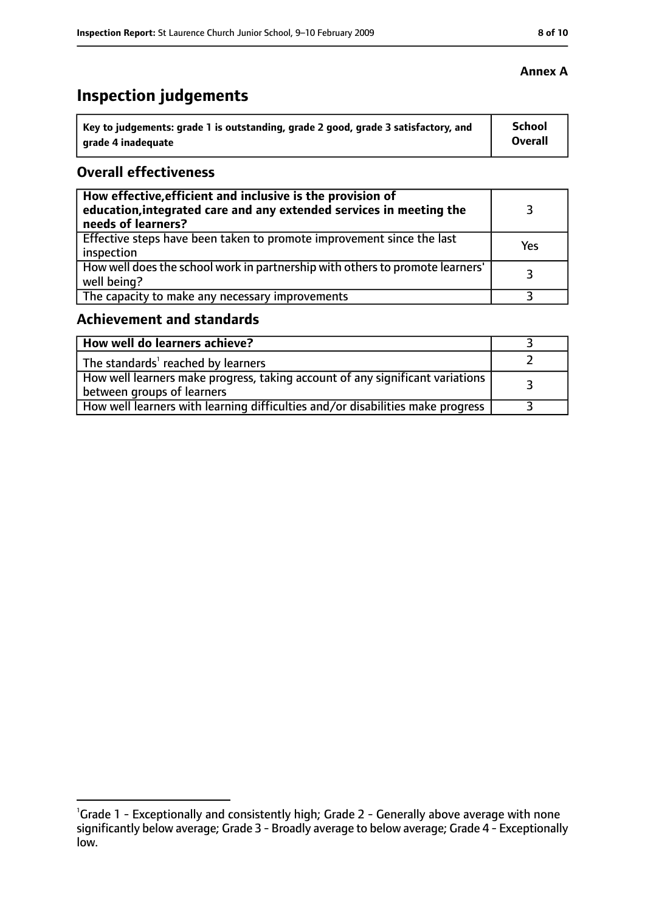**Annex A**

# Inspection judgements

| Key to judgements: grade 1 is outstanding, grade 2 good, grade 3 satisfactory, and grade 4 inadequate | School Overall |
|---|---|

## Overall effectiveness

| | |
|---|---|
| **How effective, efficient and inclusive is the provision of education, integrated care and any extended services in meeting the needs of learners?** | 3 |
| Effective steps have been taken to promote improvement since the last inspection | Yes |
| How well does the school work in partnership with others to promote learners' well being? | 3 |
| The capacity to make any necessary improvements | 3 |

## Achievement and standards

| | |
|---|---|
| **How well do learners achieve?** | 3 |
| The standards[1] reached by learners | 2 |
| How well learners make progress, taking account of any significant variations between groups of learners | 3 |
| How well learners with learning difficulties and/or disabilities make progress | 3 |

[1] Grade 1 - Exceptionally and consistently high; Grade 2 - Generally above average with none significantly below average; Grade 3 - Broadly average to below average; Grade 4 - Exceptionally low.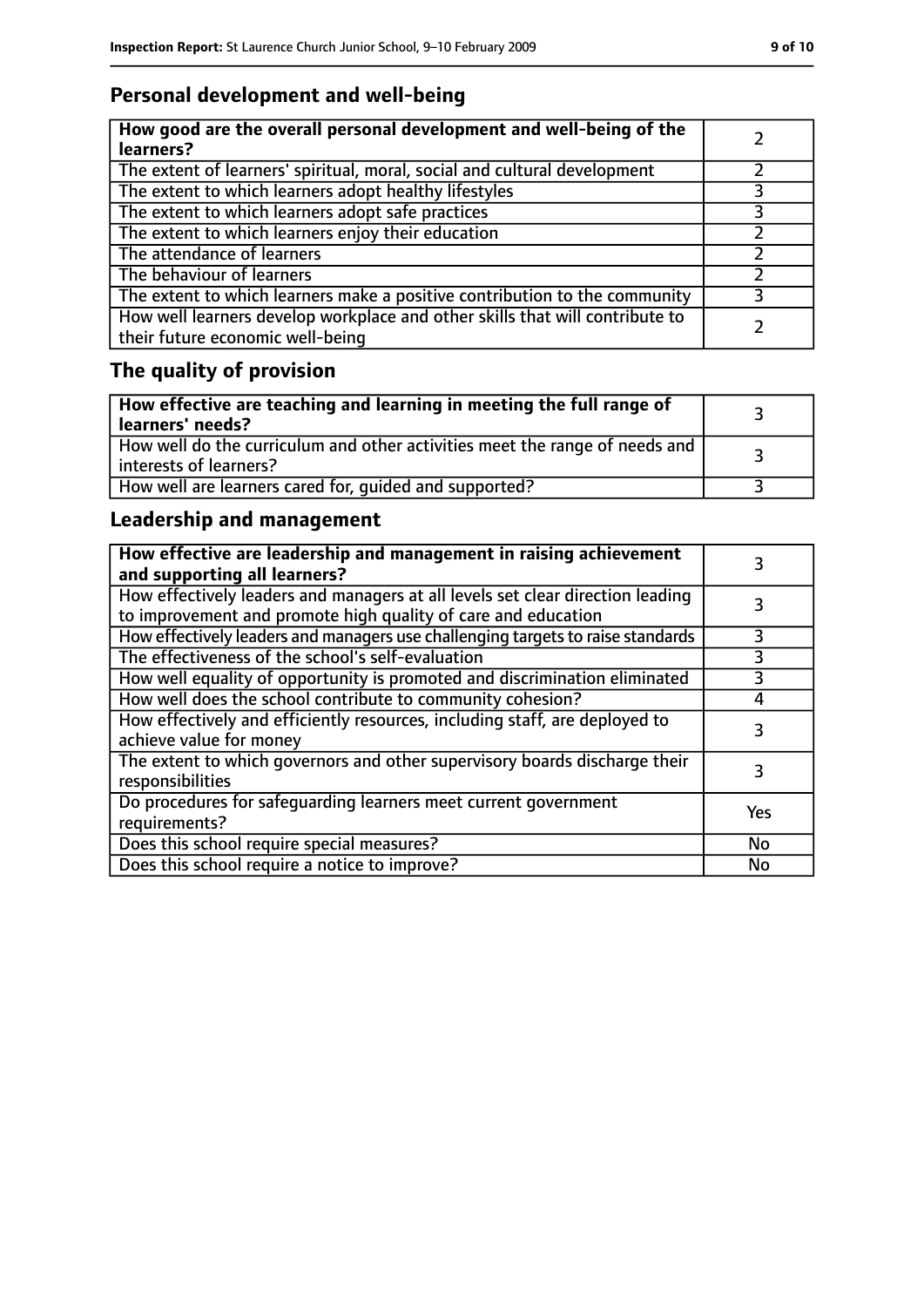## Personal development and well-being

| **How good are the overall personal development and well-being of the learners?** | 2 |
|---|---|
| The extent of learners' spiritual, moral, social and cultural development | 2 |
| The extent to which learners adopt healthy lifestyles | 3 |
| The extent to which learners adopt safe practices | 3 |
| The extent to which learners enjoy their education | 2 |
| The attendance of learners | 2 |
| The behaviour of learners | 2 |
| The extent to which learners make a positive contribution to the community | 3 |
| How well learners develop workplace and other skills that will contribute to their future economic well-being | 2 |

## The quality of provision

| **How effective are teaching and learning in meeting the full range of learners' needs?** | 3 |
|---|---|
| How well do the curriculum and other activities meet the range of needs and interests of learners? | 3 |
| How well are learners cared for, guided and supported? | 3 |

## Leadership and management

| **How effective are leadership and management in raising achievement and supporting all learners?** | 3 |
|---|---|
| How effectively leaders and managers at all levels set clear direction leading to improvement and promote high quality of care and education | 3 |
| How effectively leaders and managers use challenging targets to raise standards | 3 |
| The effectiveness of the school's self-evaluation | 3 |
| How well equality of opportunity is promoted and discrimination eliminated | 3 |
| How well does the school contribute to community cohesion? | 4 |
| How effectively and efficiently resources, including staff, are deployed to achieve value for money | 3 |
| The extent to which governors and other supervisory boards discharge their responsibilities | 3 |
| Do procedures for safeguarding learners meet current government requirements? | Yes |
| Does this school require special measures? | No |
| Does this school require a notice to improve? | No |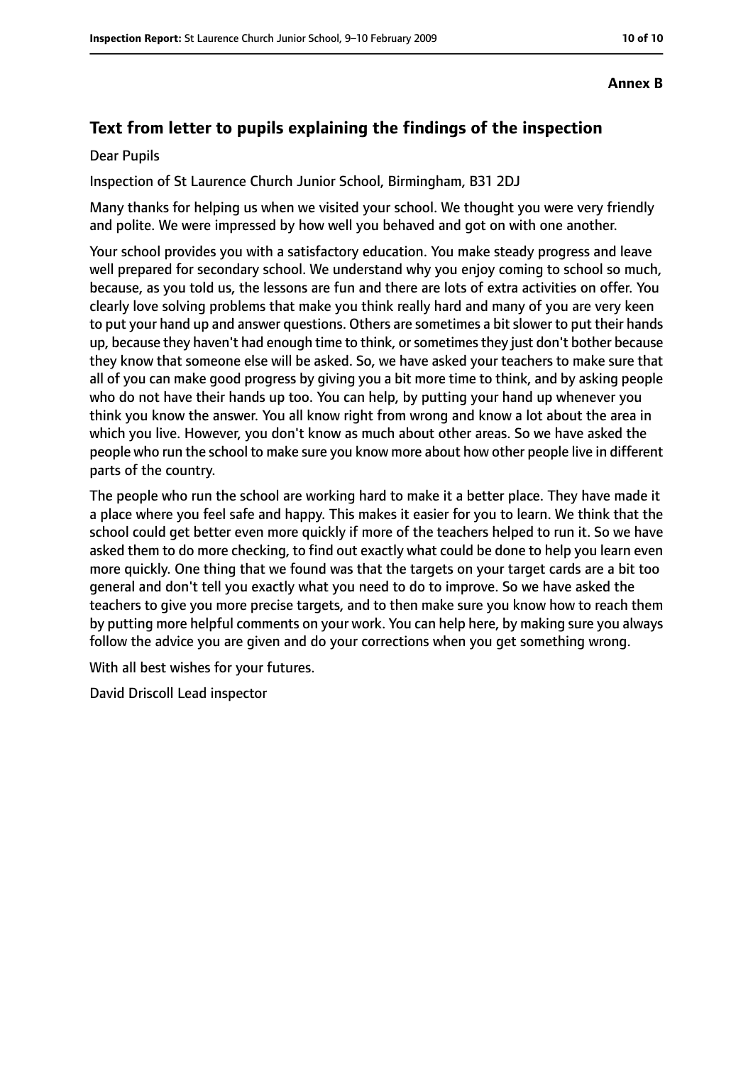**Annex B**

## Text from letter to pupils explaining the findings of the inspection

Dear Pupils

Inspection of St Laurence Church Junior School, Birmingham, B31 2DJ

Many thanks for helping us when we visited your school. We thought you were very friendly and polite. We were impressed by how well you behaved and got on with one another.

Your school provides you with a satisfactory education. You make steady progress and leave well prepared for secondary school. We understand why you enjoy coming to school so much, because, as you told us, the lessons are fun and there are lots of extra activities on offer. You clearly love solving problems that make you think really hard and many of you are very keen to put your hand up and answer questions. Others are sometimes a bit slower to put their hands up, because they haven't had enough time to think, or sometimes they just don't bother because they know that someone else will be asked. So, we have asked your teachers to make sure that all of you can make good progress by giving you a bit more time to think, and by asking people who do not have their hands up too. You can help, by putting your hand up whenever you think you know the answer. You all know right from wrong and know a lot about the area in which you live. However, you don't know as much about other areas. So we have asked the people who run the school to make sure you know more about how other people live in different parts of the country.

The people who run the school are working hard to make it a better place. They have made it a place where you feel safe and happy. This makes it easier for you to learn. We think that the school could get better even more quickly if more of the teachers helped to run it. So we have asked them to do more checking, to find out exactly what could be done to help you learn even more quickly. One thing that we found was that the targets on your target cards are a bit too general and don't tell you exactly what you need to do to improve. So we have asked the teachers to give you more precise targets, and to then make sure you know how to reach them by putting more helpful comments on your work. You can help here, by making sure you always follow the advice you are given and do your corrections when you get something wrong.

With all best wishes for your futures.

David Driscoll Lead inspector